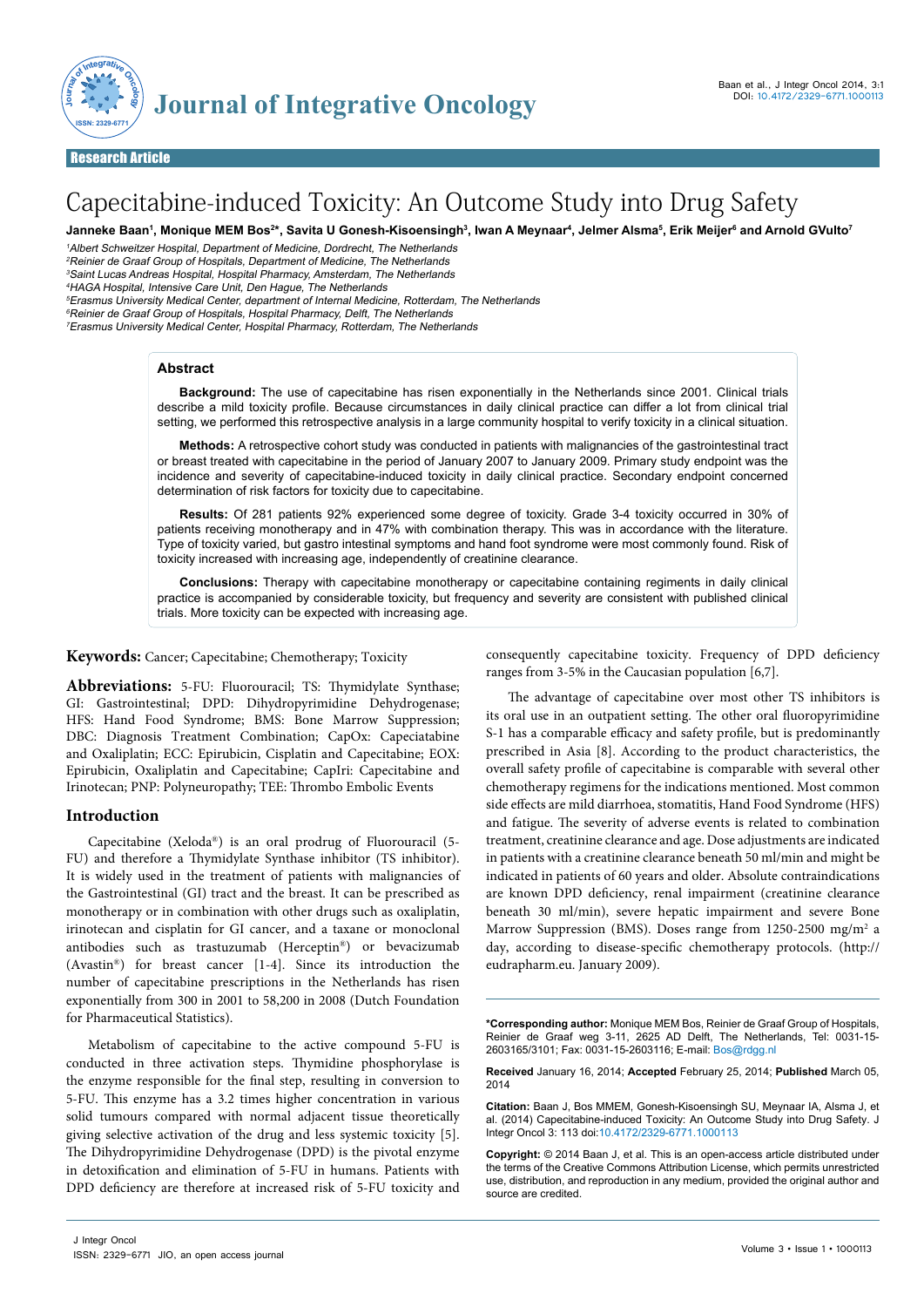Research Article

# Capecitabine-induced Toxicity: An Outcome Study into Drug Safety

**Janneke Baan[1], Monique MEM Bos[2*], Savita U Gonesh-Kisoensingh[3], Iwan A Meynaar[4], Jelmer Alsma[5], Erik Meijer[6] and Arnold GVulto[7]**

[1]Albert Schweitzer Hospital, Department of Medicine, Dordrecht, The Netherlands
[2]Reinier de Graaf Group of Hospitals, Department of Medicine, The Netherlands
[3]Saint Lucas Andreas Hospital, Hospital Pharmacy, Amsterdam, The Netherlands
[4]HAGA Hospital, Intensive Care Unit, Den Hague, The Netherlands
[5]Erasmus University Medical Center, department of Internal Medicine, Rotterdam, The Netherlands
[6]Reinier de Graaf Group of Hospitals, Hospital Pharmacy, Delft, The Netherlands
[7]Erasmus University Medical Center, Hospital Pharmacy, Rotterdam, The Netherlands

## Abstract

**Background:** The use of capecitabine has risen exponentially in the Netherlands since 2001. Clinical trials describe a mild toxicity profile. Because circumstances in daily clinical practice can differ a lot from clinical trial setting, we performed this retrospective analysis in a large community hospital to verify toxicity in a clinical situation.

**Methods:** A retrospective cohort study was conducted in patients with malignancies of the gastrointestinal tract or breast treated with capecitabine in the period of January 2007 to January 2009. Primary study endpoint was the incidence and severity of capecitabine-induced toxicity in daily clinical practice. Secondary endpoint concerned determination of risk factors for toxicity due to capecitabine.

**Results:** Of 281 patients 92% experienced some degree of toxicity. Grade 3-4 toxicity occurred in 30% of patients receiving monotherapy and in 47% with combination therapy. This was in accordance with the literature. Type of toxicity varied, but gastro intestinal symptoms and hand foot syndrome were most commonly found. Risk of toxicity increased with increasing age, independently of creatinine clearance.

**Conclusions:** Therapy with capecitabine monotherapy or capecitabine containing regiments in daily clinical practice is accompanied by considerable toxicity, but frequency and severity are consistent with published clinical trials. More toxicity can be expected with increasing age.

**Keywords:** Cancer; Capecitabine; Chemotherapy; Toxicity

**Abbreviations:** 5-FU: Fluorouracil; TS: Thymidylate Synthase; GI: Gastrointestinal; DPD: Dihydropyrimidine Dehydrogenase; HFS: Hand Food Syndrome; BMS: Bone Marrow Suppression; DBC: Diagnosis Treatment Combination; CapOx: Capeciatabine and Oxaliplatin; ECC: Epirubicin, Cisplatin and Capecitabine; EOX: Epirubicin, Oxaliplatin and Capecitabine; CapIri: Capecitabine and Irinotecan; PNP: Polyneuropathy; TEE: Thrombo Embolic Events

## Introduction

Capecitabine (Xeloda®) is an oral prodrug of Fluorouracil (5-FU) and therefore a Thymidylate Synthase inhibitor (TS inhibitor). It is widely used in the treatment of patients with malignancies of the Gastrointestinal (GI) tract and the breast. It can be prescribed as monotherapy or in combination with other drugs such as oxaliplatin, irinotecan and cisplatin for GI cancer, and a taxane or monoclonal antibodies such as trastuzumab (Herceptin®) or bevacizumab (Avastin®) for breast cancer [1-4]. Since its introduction the number of capecitabine prescriptions in the Netherlands has risen exponentially from 300 in 2001 to 58,200 in 2008 (Dutch Foundation for Pharmaceutical Statistics).

Metabolism of capecitabine to the active compound 5-FU is conducted in three activation steps. Thymidine phosphorylase is the enzyme responsible for the final step, resulting in conversion to 5-FU. This enzyme has a 3.2 times higher concentration in various solid tumours compared with normal adjacent tissue theoretically giving selective activation of the drug and less systemic toxicity [5]. The Dihydropyrimidine Dehydrogenase (DPD) is the pivotal enzyme in detoxification and elimination of 5-FU in humans. Patients with DPD deficiency are therefore at increased risk of 5-FU toxicity and consequently capecitabine toxicity. Frequency of DPD deficiency ranges from 3-5% in the Caucasian population [6,7].

The advantage of capecitabine over most other TS inhibitors is its oral use in an outpatient setting. The other oral fluoropyrimidine S-1 has a comparable efficacy and safety profile, but is predominantly prescribed in Asia [8]. According to the product characteristics, the overall safety profile of capecitabine is comparable with several other chemotherapy regimens for the indications mentioned. Most common side effects are mild diarrhoea, stomatitis, Hand Food Syndrome (HFS) and fatigue. The severity of adverse events is related to combination treatment, creatinine clearance and age. Dose adjustments are indicated in patients with a creatinine clearance beneath 50 ml/min and might be indicated in patients of 60 years and older. Absolute contraindications are known DPD deficiency, renal impairment (creatinine clearance beneath 30 ml/min), severe hepatic impairment and severe Bone Marrow Suppression (BMS). Doses range from 1250-2500 mg/m$^2$ a day, according to disease-specific chemotherapy protocols. (http://eudrapharm.eu. January 2009).

**\*Corresponding author:** Monique MEM Bos, Reinier de Graaf Group of Hospitals, Reinier de Graaf weg 3-11, 2625 AD Delft, The Netherlands, Tel: 0031-15-2603165/3101; Fax: 0031-15-2603116; E-mail: Bos@rdgg.nl

**Received** January 16, 2014; **Accepted** February 25, 2014; **Published** March 05, 2014

**Citation:** Baan J, Bos MMEM, Gonesh-Kisoensingh SU, Meynaar IA, Alsma J, et al. (2014) Capecitabine-induced Toxicity: An Outcome Study into Drug Safety. J Integr Oncol 3: 113 doi:10.4172/2329-6771.1000113

**Copyright:** © 2014 Baan J, et al. This is an open-access article distributed under the terms of the Creative Commons Attribution License, which permits unrestricted use, distribution, and reproduction in any medium, provided the original author and source are credited.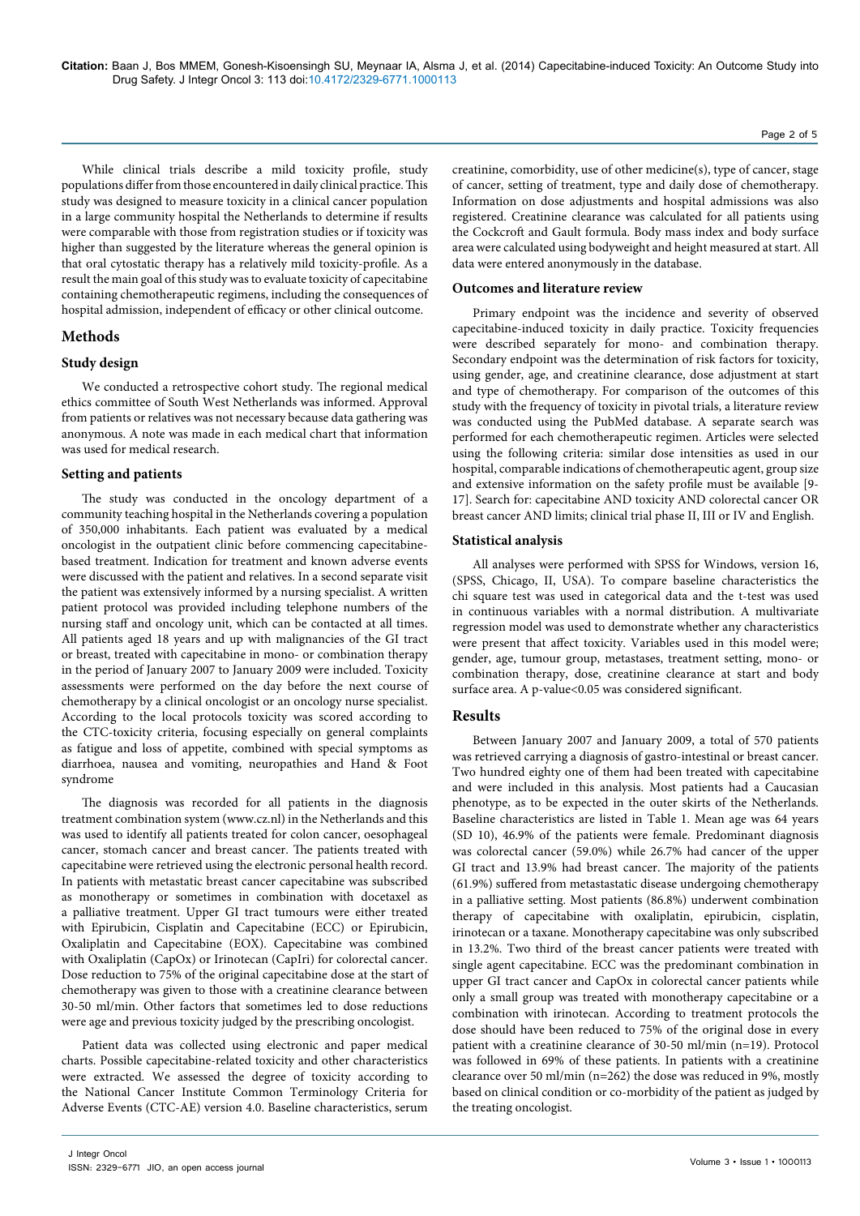While clinical trials describe a mild toxicity profile, study populations differ from those encountered in daily clinical practice. This study was designed to measure toxicity in a clinical cancer population in a large community hospital the Netherlands to determine if results were comparable with those from registration studies or if toxicity was higher than suggested by the literature whereas the general opinion is that oral cytostatic therapy has a relatively mild toxicity-profile. As a result the main goal of this study was to evaluate toxicity of capecitabine containing chemotherapeutic regimens, including the consequences of hospital admission, independent of efficacy or other clinical outcome.

## Methods

### Study design

We conducted a retrospective cohort study. The regional medical ethics committee of South West Netherlands was informed. Approval from patients or relatives was not necessary because data gathering was anonymous. A note was made in each medical chart that information was used for medical research.

### Setting and patients

The study was conducted in the oncology department of a community teaching hospital in the Netherlands covering a population of 350,000 inhabitants. Each patient was evaluated by a medical oncologist in the outpatient clinic before commencing capecitabine-based treatment. Indication for treatment and known adverse events were discussed with the patient and relatives. In a second separate visit the patient was extensively informed by a nursing specialist. A written patient protocol was provided including telephone numbers of the nursing staff and oncology unit, which can be contacted at all times. All patients aged 18 years and up with malignancies of the GI tract or breast, treated with capecitabine in mono- or combination therapy in the period of January 2007 to January 2009 were included. Toxicity assessments were performed on the day before the next course of chemotherapy by a clinical oncologist or an oncology nurse specialist. According to the local protocols toxicity was scored according to the CTC-toxicity criteria, focusing especially on general complaints as fatigue and loss of appetite, combined with special symptoms as diarrhoea, nausea and vomiting, neuropathies and Hand & Foot syndrome

The diagnosis was recorded for all patients in the diagnosis treatment combination system (www.cz.nl) in the Netherlands and this was used to identify all patients treated for colon cancer, oesophageal cancer, stomach cancer and breast cancer. The patients treated with capecitabine were retrieved using the electronic personal health record. In patients with metastatic breast cancer capecitabine was subscribed as monotherapy or sometimes in combination with docetaxel as a palliative treatment. Upper GI tract tumours were either treated with Epirubicin, Cisplatin and Capecitabine (ECC) or Epirubicin, Oxaliplatin and Capecitabine (EOX). Capecitabine was combined with Oxaliplatin (CapOx) or Irinotecan (CapIri) for colorectal cancer. Dose reduction to 75% of the original capecitabine dose at the start of chemotherapy was given to those with a creatinine clearance between 30-50 ml/min. Other factors that sometimes led to dose reductions were age and previous toxicity judged by the prescribing oncologist.

Patient data was collected using electronic and paper medical charts. Possible capecitabine-related toxicity and other characteristics were extracted. We assessed the degree of toxicity according to the National Cancer Institute Common Terminology Criteria for Adverse Events (CTC-AE) version 4.0. Baseline characteristics, serum creatinine, comorbidity, use of other medicine(s), type of cancer, stage of cancer, setting of treatment, type and daily dose of chemotherapy. Information on dose adjustments and hospital admissions was also registered. Creatinine clearance was calculated for all patients using the Cockcroft and Gault formula. Body mass index and body surface area were calculated using bodyweight and height measured at start. All data were entered anonymously in the database.

### Outcomes and literature review

Primary endpoint was the incidence and severity of observed capecitabine-induced toxicity in daily practice. Toxicity frequencies were described separately for mono- and combination therapy. Secondary endpoint was the determination of risk factors for toxicity, using gender, age, and creatinine clearance, dose adjustment at start and type of chemotherapy. For comparison of the outcomes of this study with the frequency of toxicity in pivotal trials, a literature review was conducted using the PubMed database. A separate search was performed for each chemotherapeutic regimen. Articles were selected using the following criteria: similar dose intensities as used in our hospital, comparable indications of chemotherapeutic agent, group size and extensive information on the safety profile must be available [9-17]. Search for: capecitabine AND toxicity AND colorectal cancer OR breast cancer AND limits; clinical trial phase II, III or IV and English.

### Statistical analysis

All analyses were performed with SPSS for Windows, version 16, (SPSS, Chicago, II, USA). To compare baseline characteristics the chi square test was used in categorical data and the t-test was used in continuous variables with a normal distribution. A multivariate regression model was used to demonstrate whether any characteristics were present that affect toxicity. Variables used in this model were; gender, age, tumour group, metastases, treatment setting, mono- or combination therapy, dose, creatinine clearance at start and body surface area. A p-value<0.05 was considered significant.

## Results

Between January 2007 and January 2009, a total of 570 patients was retrieved carrying a diagnosis of gastro-intestinal or breast cancer. Two hundred eighty one of them had been treated with capecitabine and were included in this analysis. Most patients had a Caucasian phenotype, as to be expected in the outer skirts of the Netherlands. Baseline characteristics are listed in Table 1. Mean age was 64 years (SD 10), 46.9% of the patients were female. Predominant diagnosis was colorectal cancer (59.0%) while 26.7% had cancer of the upper GI tract and 13.9% had breast cancer. The majority of the patients (61.9%) suffered from metastastatic disease undergoing chemotherapy in a palliative setting. Most patients (86.8%) underwent combination therapy of capecitabine with oxaliplatin, epirubicin, cisplatin, irinotecan or a taxane. Monotherapy capecitabine was only subscribed in 13.2%. Two third of the breast cancer patients were treated with single agent capecitabine. ECC was the predominant combination in upper GI tract cancer and CapOx in colorectal cancer patients while only a small group was treated with monotherapy capecitabine or a combination with irinotecan. According to treatment protocols the dose should have been reduced to 75% of the original dose in every patient with a creatinine clearance of 30-50 ml/min (n=19). Protocol was followed in 69% of these patients. In patients with a creatinine clearance over 50 ml/min (n=262) the dose was reduced in 9%, mostly based on clinical condition or co-morbidity of the patient as judged by the treating oncologist.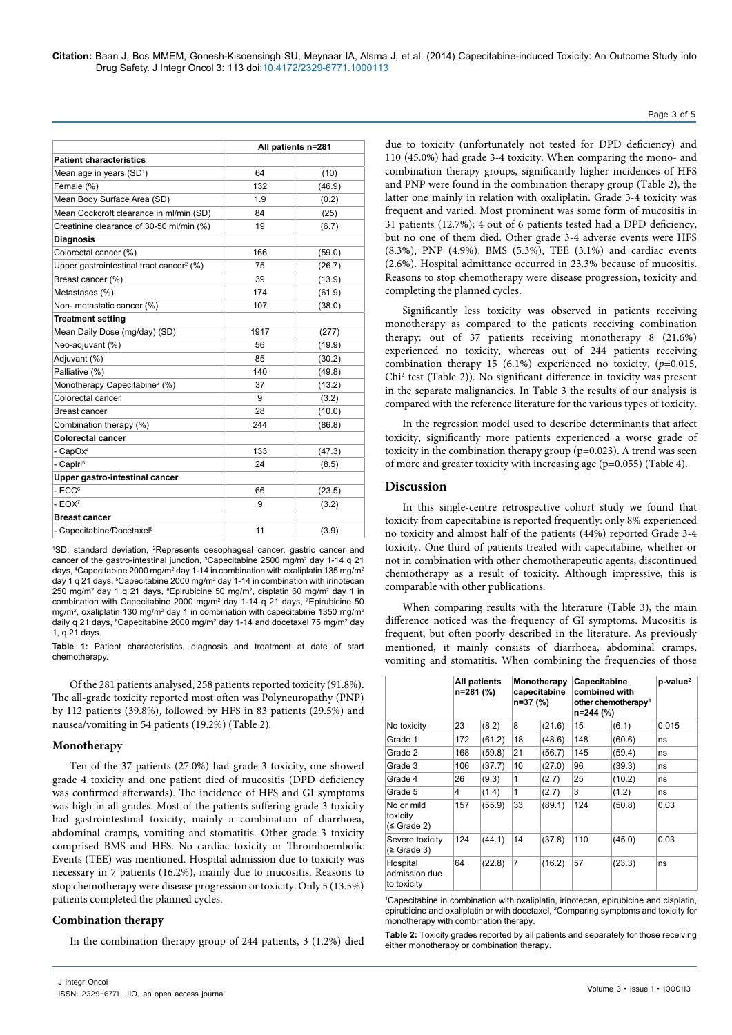| | All patients n=281 | |
|---|---|---|
| **Patient characteristics** | | |
| Mean age in years (SD[1]) | 64 | (10) |
| Female (%) | 132 | (46.9) |
| Mean Body Surface Area (SD) | 1.9 | (0.2) |
| Mean Cockcroft clearance in ml/min (SD) | 84 | (25) |
| Creatinine clearance of 30-50 ml/min (%) | 19 | (6.7) |
| **Diagnosis** | | |
| Colorectal cancer (%) | 166 | (59.0) |
| Upper gastrointestinal tract cancer[2] (%) | 75 | (26.7) |
| Breast cancer (%) | 39 | (13.9) |
| Metastases (%) | 174 | (61.9) |
| Non- metastatic cancer (%) | 107 | (38.0) |
| **Treatment setting** | | |
| Mean Daily Dose (mg/day) (SD) | 1917 | (277) |
| Neo-adjuvant (%) | 56 | (19.9) |
| Adjuvant (%) | 85 | (30.2) |
| Palliative (%) | 140 | (49.8) |
| Monotherapy Capecitabine[3] (%) | 37 | (13.2) |
| Colorectal cancer | 9 | (3.2) |
| Breast cancer | 28 | (10.0) |
| Combination therapy (%) | 244 | (86.8) |
| **Colorectal cancer** | | |
| - CapOx[4] | 133 | (47.3) |
| - CapIri[5] | 24 | (8.5) |
| **Upper gastro-intestinal cancer** | | |
| - ECC[6] | 66 | (23.5) |
| - EOX[7] | 9 | (3.2) |
| **Breast cancer** | | |
| - Capecitabine/Docetaxel[8] | 11 | (3.9) |

[1]SD: standard deviation, [2]Represents oesophageal cancer, gastric cancer and cancer of the gastro-intestinal junction, [3]Capecitabine 2500 mg/m$^2$ day 1-14 q 21 days, [4]Capecitabine 2000 mg/m$^2$ day 1-14 in combination with oxaliplatin 135 mg/m$^2$ day 1 q 21 days, [5]Capecitabine 2000 mg/m$^2$ day 1-14 in combination with irinotecan 250 mg/m$^2$ day 1 q 21 days, [6]Epirubicine 50 mg/m$^2$, cisplatin 60 mg/m$^2$ day 1 in combination with Capecitabine 2000 mg/m$^2$ day 1-14 q 21 days, [7]Epirubicine 50 mg/m$^2$, oxaliplatin 130 mg/m$^2$ day 1 in combination with capecitabine 1350 mg/m$^2$ daily q 21 days, [8]Capecitabine 2000 mg/m$^2$ day 1-14 and docetaxel 75 mg/m$^2$ day 1, q 21 days.

**Table 1:** Patient characteristics, diagnosis and treatment at date of start chemotherapy.

Of the 281 patients analysed, 258 patients reported toxicity (91.8%). The all-grade toxicity reported most often was Polyneuropathy (PNP) by 112 patients (39.8%), followed by HFS in 83 patients (29.5%) and nausea/vomiting in 54 patients (19.2%) (Table 2).

### Monotherapy

Ten of the 37 patients (27.0%) had grade 3 toxicity, one showed grade 4 toxicity and one patient died of mucositis (DPD deficiency was confirmed afterwards). The incidence of HFS and GI symptoms was high in all grades. Most of the patients suffering grade 3 toxicity had gastrointestinal toxicity, mainly a combination of diarrhoea, abdominal cramps, vomiting and stomatitis. Other grade 3 toxicity comprised BMS and HFS. No cardiac toxicity or Thromboembolic Events (TEE) was mentioned. Hospital admission due to toxicity was necessary in 7 patients (16.2%), mainly due to mucositis. Reasons to stop chemotherapy were disease progression or toxicity. Only 5 (13.5%) patients completed the planned cycles.

### Combination therapy

In the combination therapy group of 244 patients, 3 (1.2%) died due to toxicity (unfortunately not tested for DPD deficiency) and 110 (45.0%) had grade 3-4 toxicity. When comparing the mono- and combination therapy groups, significantly higher incidences of HFS and PNP were found in the combination therapy group (Table 2), the latter one mainly in relation with oxaliplatin. Grade 3-4 toxicity was frequent and varied. Most prominent was some form of mucositis in 31 patients (12.7%); 4 out of 6 patients tested had a DPD deficiency, but no one of them died. Other grade 3-4 adverse events were HFS (8.3%), PNP (4.9%), BMS (5.3%), TEE (3.1%) and cardiac events (2.6%). Hospital admittance occurred in 23.3% because of mucositis. Reasons to stop chemotherapy were disease progression, toxicity and completing the planned cycles.

Significantly less toxicity was observed in patients receiving monotherapy as compared to the patients receiving combination therapy: out of 37 patients receiving monotherapy 8 (21.6%) experienced no toxicity, whereas out of 244 patients receiving combination therapy 15 (6.1%) experienced no toxicity, ($p$=0.015, Chi$^2$ test (Table 2)). No significant difference in toxicity was present in the separate malignancies. In Table 3 the results of our analysis is compared with the reference literature for the various types of toxicity.

In the regression model used to describe determinants that affect toxicity, significantly more patients experienced a worse grade of toxicity in the combination therapy group (p=0.023). A trend was seen of more and greater toxicity with increasing age (p=0.055) (Table 4).

## Discussion

In this single-centre retrospective cohort study we found that toxicity from capecitabine is reported frequently: only 8% experienced no toxicity and almost half of the patients (44%) reported Grade 3-4 toxicity. One third of patients treated with capecitabine, whether or not in combination with other chemotherapeutic agents, discontinued chemotherapy as a result of toxicity. Although impressive, this is comparable with other publications.

When comparing results with the literature (Table 3), the main difference noticed was the frequency of GI symptoms. Mucositis is frequent, but often poorly described in the literature. As previously mentioned, it mainly consists of diarrhoea, abdominal cramps, vomiting and stomatitis. When combining the frequencies of those

| | All patients n=281 (%) | | Monotherapy capecitabine n=37 (%) | | Capecitabine combined with other chemotherapy[1] n=244 (%) | | p-value[2] |
|---|---|---|---|---|---|---|---|
| No toxicity | 23 | (8.2) | 8 | (21.6) | 15 | (6.1) | 0.015 |
| Grade 1 | 172 | (61.2) | 18 | (48.6) | 148 | (60.6) | ns |
| Grade 2 | 168 | (59.8) | 21 | (56.7) | 145 | (59.4) | ns |
| Grade 3 | 106 | (37.7) | 10 | (27.0) | 96 | (39.3) | ns |
| Grade 4 | 26 | (9.3) | 1 | (2.7) | 25 | (10.2) | ns |
| Grade 5 | 4 | (1.4) | 1 | (2.7) | 3 | (1.2) | ns |
| No or mild toxicity (≤ Grade 2) | 157 | (55.9) | 33 | (89.1) | 124 | (50.8) | 0.03 |
| Severe toxicity (≥ Grade 3) | 124 | (44.1) | 14 | (37.8) | 110 | (45.0) | 0.03 |
| Hospital admission due to toxicity | 64 | (22.8) | 7 | (16.2) | 57 | (23.3) | ns |

[1]Capecitabine in combination with oxaliplatin, irinotecan, epirubicine and cisplatin, epirubicine and oxaliplatin or with docetaxel, [2]Comparing symptoms and toxicity for monotherapy with combination therapy.

**Table 2:** Toxicity grades reported by all patients and separately for those receiving either monotherapy or combination therapy.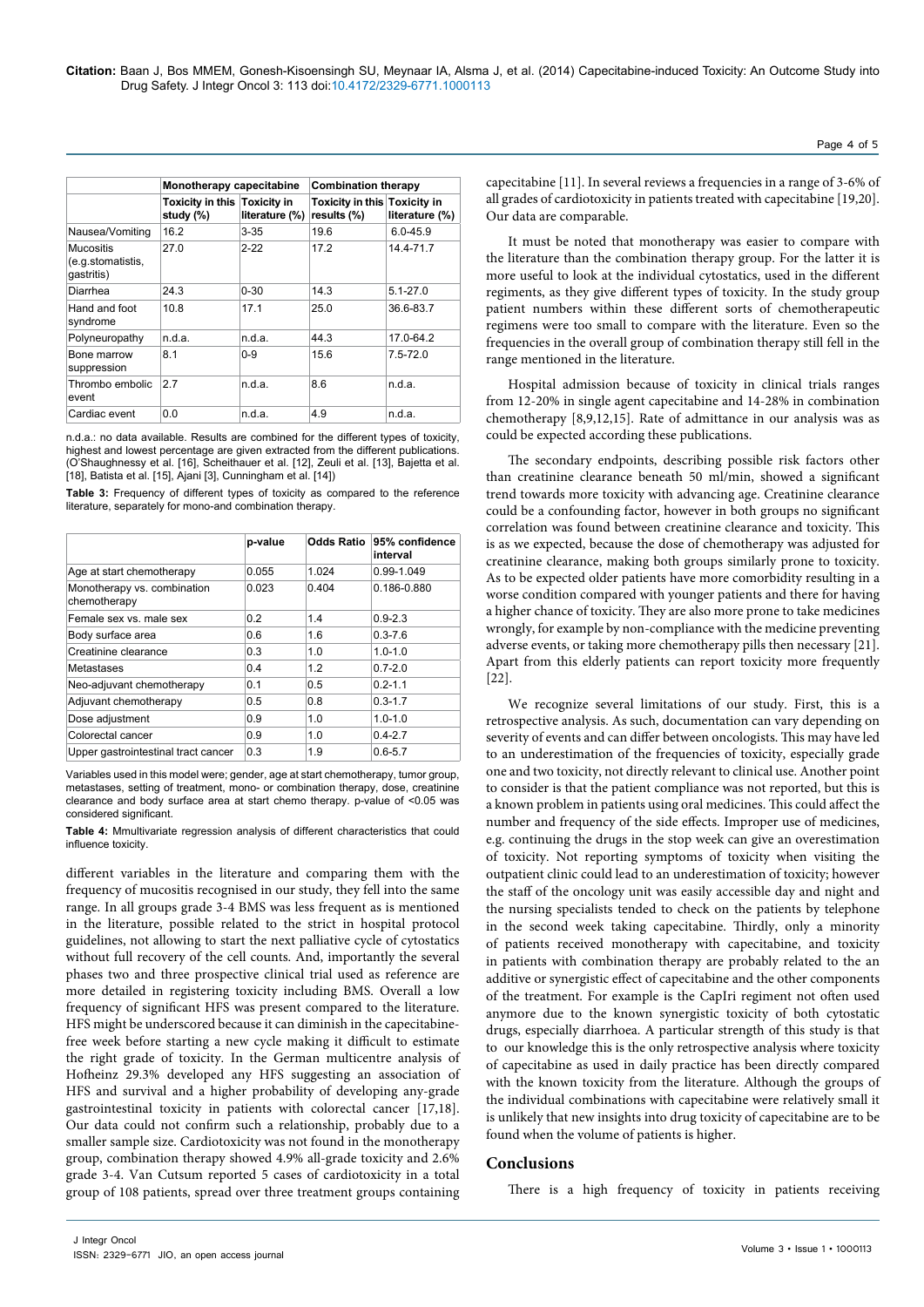| | Monotherapy capecitabine | | Combination therapy | |
|---|---|---|---|---|
| | Toxicity in this study (%) | Toxicity in literature (%) | Toxicity in this results (%) | Toxicity in literature (%) |
| Nausea/Vomiting | 16.2 | 3-35 | 19.6 | 6.0-45.9 |
| Mucositis (e.g.stomatistis, gastritis) | 27.0 | 2-22 | 17.2 | 14.4-71.7 |
| Diarrhea | 24.3 | 0-30 | 14.3 | 5.1-27.0 |
| Hand and foot syndrome | 10.8 | 17.1 | 25.0 | 36.6-83.7 |
| Polyneuropathy | n.d.a. | n.d.a. | 44.3 | 17.0-64.2 |
| Bone marrow suppression | 8.1 | 0-9 | 15.6 | 7.5-72.0 |
| Thrombo embolic event | 2.7 | n.d.a. | 8.6 | n.d.a. |
| Cardiac event | 0.0 | n.d.a. | 4.9 | n.d.a. |

n.d.a.: no data available. Results are combined for the different types of toxicity, highest and lowest percentage are given extracted from the different publications. (O'Shaughnessy et al. [16], Scheithauer et al. [12], Zeuli et al. [13], Bajetta et al. [18], Batista et al. [15], Ajani [3], Cunningham et al. [14])

**Table 3:** Frequency of different types of toxicity as compared to the reference literature, separately for mono-and combination therapy.

| | p-value | Odds Ratio | 95% confidence interval |
|---|---|---|---|
| Age at start chemotherapy | 0.055 | 1.024 | 0.99-1.049 |
| Monotherapy vs. combination chemotherapy | 0.023 | 0.404 | 0.186-0.880 |
| Female sex vs. male sex | 0.2 | 1.4 | 0.9-2.3 |
| Body surface area | 0.6 | 1.6 | 0.3-7.6 |
| Creatinine clearance | 0.3 | 1.0 | 1.0-1.0 |
| Metastases | 0.4 | 1.2 | 0.7-2.0 |
| Neo-adjuvant chemotherapy | 0.1 | 0.5 | 0.2-1.1 |
| Adjuvant chemotherapy | 0.5 | 0.8 | 0.3-1.7 |
| Dose adjustment | 0.9 | 1.0 | 1.0-1.0 |
| Colorectal cancer | 0.9 | 1.0 | 0.4-2.7 |
| Upper gastrointestinal tract cancer | 0.3 | 1.9 | 0.6-5.7 |

Variables used in this model were; gender, age at start chemotherapy, tumor group, metastases, setting of treatment, mono- or combination therapy, dose, creatinine clearance and body surface area at start chemo therapy. p-value of <0.05 was considered significant.

**Table 4:** Mmultivariate regression analysis of different characteristics that could influence toxicity.

different variables in the literature and comparing them with the frequency of mucositis recognised in our study, they fell into the same range. In all groups grade 3-4 BMS was less frequent as is mentioned in the literature, possible related to the strict in hospital protocol guidelines, not allowing to start the next palliative cycle of cytostatics without full recovery of the cell counts. And, importantly the several phases two and three prospective clinical trial used as reference are more detailed in registering toxicity including BMS. Overall a low frequency of significant HFS was present compared to the literature. HFS might be underscored because it can diminish in the capecitabine-free week before starting a new cycle making it difficult to estimate the right grade of toxicity. In the German multicentre analysis of Hofheinz 29.3% developed any HFS suggesting an association of HFS and survival and a higher probability of developing any-grade gastrointestinal toxicity in patients with colorectal cancer [17,18]. Our data could not confirm such a relationship, probably due to a smaller sample size. Cardiotoxicity was not found in the monotherapy group, combination therapy showed 4.9% all-grade toxicity and 2.6% grade 3-4. Van Cutsum reported 5 cases of cardiotoxicity in a total group of 108 patients, spread over three treatment groups containing capecitabine [11]. In several reviews a frequencies in a range of 3-6% of all grades of cardiotoxicity in patients treated with capecitabine [19,20]. Our data are comparable.

It must be noted that monotherapy was easier to compare with the literature than the combination therapy group. For the latter it is more useful to look at the individual cytostatics, used in the different regiments, as they give different types of toxicity. In the study group patient numbers within these different sorts of chemotherapeutic regimens were too small to compare with the literature. Even so the frequencies in the overall group of combination therapy still fell in the range mentioned in the literature.

Hospital admission because of toxicity in clinical trials ranges from 12-20% in single agent capecitabine and 14-28% in combination chemotherapy [8,9,12,15]. Rate of admittance in our analysis was as could be expected according these publications.

The secondary endpoints, describing possible risk factors other than creatinine clearance beneath 50 ml/min, showed a significant trend towards more toxicity with advancing age. Creatinine clearance could be a confounding factor, however in both groups no significant correlation was found between creatinine clearance and toxicity. This is as we expected, because the dose of chemotherapy was adjusted for creatinine clearance, making both groups similarly prone to toxicity. As to be expected older patients have more comorbidity resulting in a worse condition compared with younger patients and there for having a higher chance of toxicity. They are also more prone to take medicines wrongly, for example by non-compliance with the medicine preventing adverse events, or taking more chemotherapy pills then necessary [21]. Apart from this elderly patients can report toxicity more frequently [22].

We recognize several limitations of our study. First, this is a retrospective analysis. As such, documentation can vary depending on severity of events and can differ between oncologists. This may have led to an underestimation of the frequencies of toxicity, especially grade one and two toxicity, not directly relevant to clinical use. Another point to consider is that the patient compliance was not reported, but this is a known problem in patients using oral medicines. This could affect the number and frequency of the side effects. Improper use of medicines, e.g. continuing the drugs in the stop week can give an overestimation of toxicity. Not reporting symptoms of toxicity when visiting the outpatient clinic could lead to an underestimation of toxicity; however the staff of the oncology unit was easily accessible day and night and the nursing specialists tended to check on the patients by telephone in the second week taking capecitabine. Thirdly, only a minority of patients received monotherapy with capecitabine, and toxicity in patients with combination therapy are probably related to the an additive or synergistic effect of capecitabine and the other components of the treatment. For example is the CapIri regiment not often used anymore due to the known synergistic toxicity of both cytostatic drugs, especially diarrhoea. A particular strength of this study is that to our knowledge this is the only retrospective analysis where toxicity of capecitabine as used in daily practice has been directly compared with the known toxicity from the literature. Although the groups of the individual combinations with capecitabine were relatively small it is unlikely that new insights into drug toxicity of capecitabine are to be found when the volume of patients is higher.

## Conclusions

There is a high frequency of toxicity in patients receiving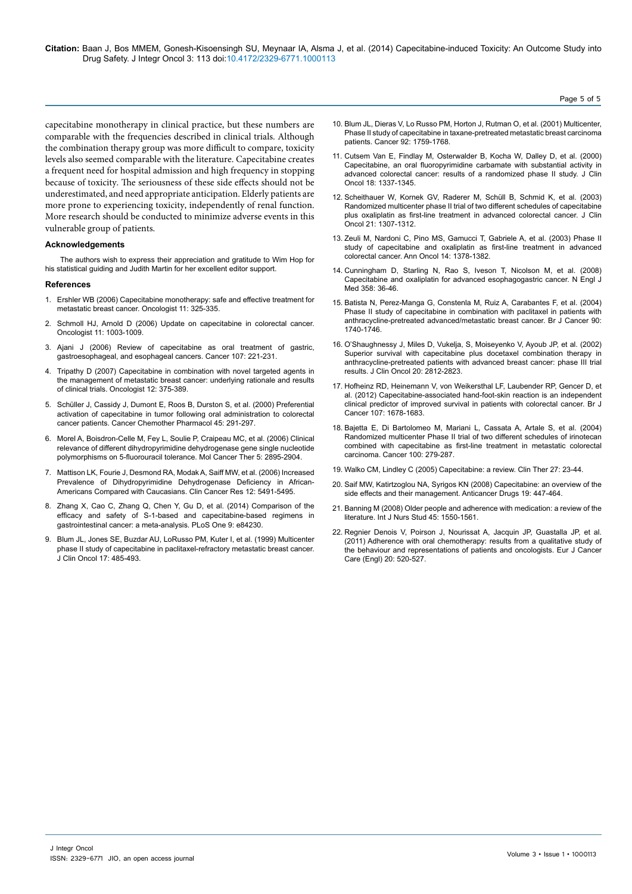capecitabine monotherapy in clinical practice, but these numbers are comparable with the frequencies described in clinical trials. Although the combination therapy group was more difficult to compare, toxicity levels also seemed comparable with the literature. Capecitabine creates a frequent need for hospital admission and high frequency in stopping because of toxicity. The seriousness of these side effects should not be underestimated, and need appropriate anticipation. Elderly patients are more prone to experiencing toxicity, independently of renal function. More research should be conducted to minimize adverse events in this vulnerable group of patients.

## Acknowledgements

The authors wish to express their appreciation and gratitude to Wim Hop for his statistical guiding and Judith Martin for her excellent editor support.

## References

1. Ershler WB (2006) Capecitabine monotherapy: safe and effective treatment for metastatic breast cancer. Oncologist 11: 325-335.
2. Schmoll HJ, Arnold D (2006) Update on capecitabine in colorectal cancer. Oncologist 11: 1003-1009.
3. Ajani J (2006) Review of capecitabine as oral treatment of gastric, gastroesophageal, and esophageal cancers. Cancer 107: 221-231.
4. Tripathy D (2007) Capecitabine in combination with novel targeted agents in the management of metastatic breast cancer: underlying rationale and results of clinical trials. Oncologist 12: 375-389.
5. Schüller J, Cassidy J, Dumont E, Roos B, Durston S, et al. (2000) Preferential activation of capecitabine in tumor following oral administration to colorectal cancer patients. Cancer Chemother Pharmacol 45: 291-297.
6. Morel A, Boisdron-Celle M, Fey L, Soulie P, Craipeau MC, et al. (2006) Clinical relevance of different dihydropyrimidine dehydrogenase gene single nucleotide polymorphisms on 5-fluorouracil tolerance. Mol Cancer Ther 5: 2895-2904.
7. Mattison LK, Fourie J, Desmond RA, Modak A, Saiff MW, et al. (2006) Increased Prevalence of Dihydropyrimidine Dehydrogenase Deficiency in African-Americans Compared with Caucasians. Clin Cancer Res 12: 5491-5495.
8. Zhang X, Cao C, Zhang Q, Chen Y, Gu D, et al. (2014) Comparison of the efficacy and safety of S-1-based and capecitabine-based regimens in gastrointestinal cancer: a meta-analysis. PLoS One 9: e84230.
9. Blum JL, Jones SE, Buzdar AU, LoRusso PM, Kuter I, et al. (1999) Multicenter phase II study of capecitabine in paclitaxel-refractory metastatic breast cancer. J Clin Oncol 17: 485-493.
10. Blum JL, Dieras V, Lo Russo PM, Horton J, Rutman O, et al. (2001) Multicenter, Phase II study of capecitabine in taxane-pretreated metastatic breast carcinoma patients. Cancer 92: 1759-1768.
11. Cutsem Van E, Findlay M, Osterwalder B, Kocha W, Dalley D, et al. (2000) Capecitabine, an oral fluoropyrimidine carbamate with substantial activity in advanced colorectal cancer: results of a randomized phase II study. J Clin Oncol 18: 1337-1345.
12. Scheithauer W, Kornek GV, Raderer M, Schüll B, Schmid K, et al. (2003) Randomized multicenter phase II trial of two different schedules of capecitabine plus oxaliplatin as first-line treatment in advanced colorectal cancer. J Clin Oncol 21: 1307-1312.
13. Zeuli M, Nardoni C, Pino MS, Gamucci T, Gabriele A, et al. (2003) Phase II study of capecitabine and oxaliplatin as first-line treatment in advanced colorectal cancer. Ann Oncol 14: 1378-1382.
14. Cunningham D, Starling N, Rao S, Iveson T, Nicolson M, et al. (2008) Capecitabine and oxaliplatin for advanced esophagogastric cancer. N Engl J Med 358: 36-46.
15. Batista N, Perez-Manga G, Constenla M, Ruiz A, Carabantes F, et al. (2004) Phase II study of capecitabine in combination with paclitaxel in patients with anthracycline-pretreated advanced/metastatic breast cancer. Br J Cancer 90: 1740-1746.
16. O'Shaughnessy J, Miles D, Vukelja, S, Moiseyenko V, Ayoub JP, et al. (2002) Superior survival with capecitabine plus docetaxel combination therapy in anthracycline-pretreated patients with advanced breast cancer: phase III trial results. J Clin Oncol 20: 2812-2823.
17. Hofheinz RD, Heinemann V, von Weikersthal LF, Laubender RP, Gencer D, et al. (2012) Capecitabine-associated hand-foot-skin reaction is an independent clinical predictor of improved survival in patients with colorectal cancer. Br J Cancer 107: 1678-1683.
18. Bajetta E, Di Bartolomeo M, Mariani L, Cassata A, Artale S, et al. (2004) Randomized multicenter Phase II trial of two different schedules of irinotecan combined with capecitabine as first-line treatment in metastatic colorectal carcinoma. Cancer 100: 279-287.
19. Walko CM, Lindley C (2005) Capecitabine: a review. Clin Ther 27: 23-44.
20. Saif MW, Katirtzoglou NA, Syrigos KN (2008) Capecitabine: an overview of the side effects and their management. Anticancer Drugs 19: 447-464.
21. Banning M (2008) Older people and adherence with medication: a review of the literature. Int J Nurs Stud 45: 1550-1561.
22. Regnier Denois V, Poirson J, Nourissat A, Jacquin JP, Guastalla JP, et al. (2011) Adherence with oral chemotherapy: results from a qualitative study of the behaviour and representations of patients and oncologists. Eur J Cancer Care (Engl) 20: 520-527.